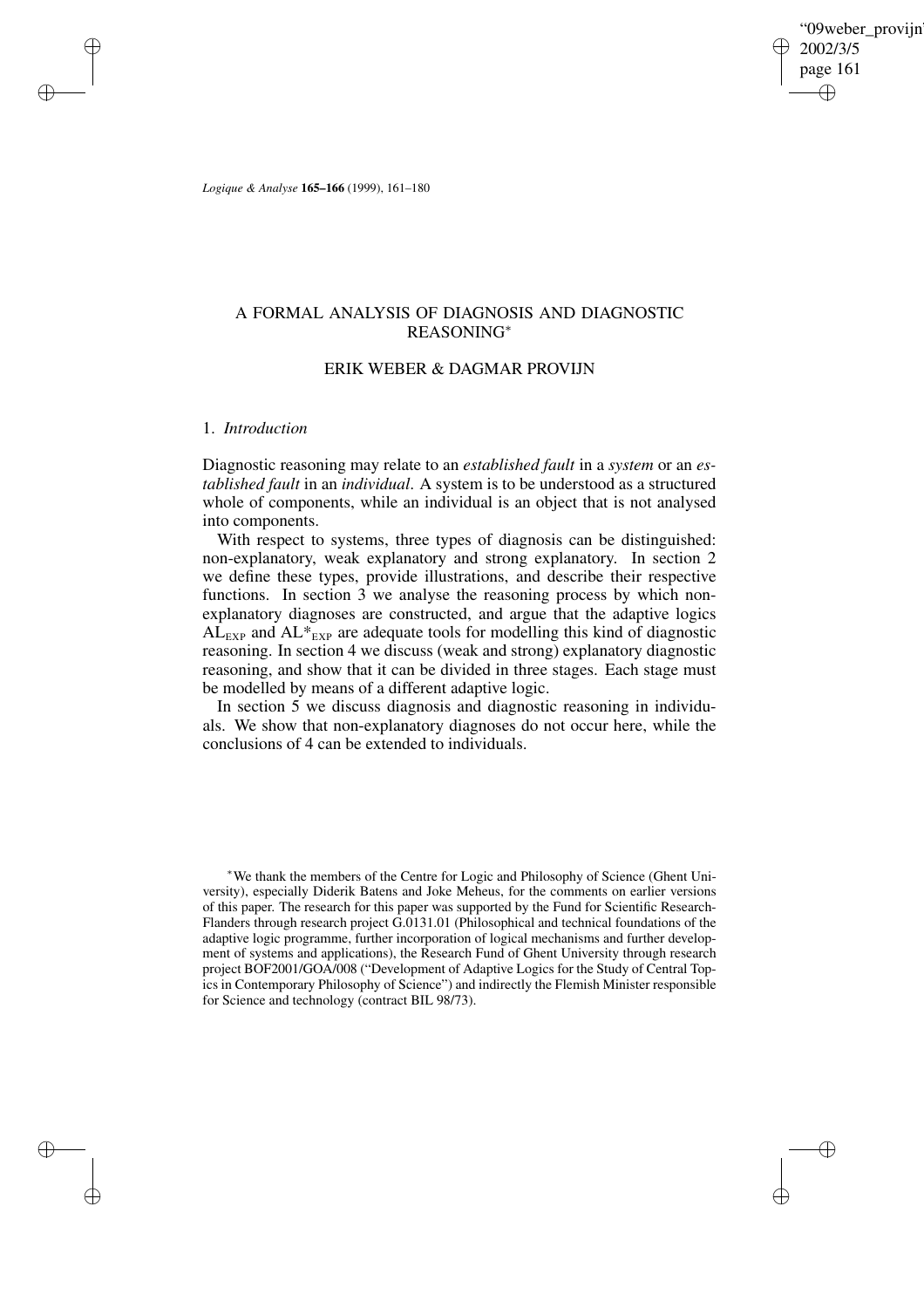# A FORMAL ANALYSIS OF DIAGNOSIS AND DIAGNOSTIC REASONING*

ERIK WEBER & DAGMAR PROVIJN

## 1. *Introduction*

Diagnostic reasoning may relate to an *established fault* in a *system* or an *established fault* in an *individual*. A system is to be understood as a structured whole of components, while an individual is an object that is not analysed into components.

With respect to systems, three types of diagnosis can be distinguished: non-explanatory, weak explanatory and strong explanatory. In section 2 we define these types, provide illustrations, and describe their respective functions. In section 3 we analyse the reasoning process by which non-explanatory diagnoses are constructed, and argue that the adaptive logics $AL_{EXP}$ and $AL^{*}_{EXP}$ are adequate tools for modelling this kind of diagnostic reasoning. In section 4 we discuss (weak and strong) explanatory diagnostic reasoning, and show that it can be divided in three stages. Each stage must be modelled by means of a different adaptive logic.

In section 5 we discuss diagnosis and diagnostic reasoning in individuals. We show that non-explanatory diagnoses do not occur here, while the conclusions of 4 can be extended to individuals.

*We thank the members of the Centre for Logic and Philosophy of Science (Ghent University), especially Diderik Batens and Joke Meheus, for the comments on earlier versions of this paper. The research for this paper was supported by the Fund for Scientific Research-Flanders through research project G.0131.01 (Philosophical and technical foundations of the adaptive logic programme, further incorporation of logical mechanisms and further development of systems and applications), the Research Fund of Ghent University through research project BOF2001/GOA/008 ("Development of Adaptive Logics for the Study of Central Topics in Contemporary Philosophy of Science") and indirectly the Flemish Minister responsible for Science and technology (contract BIL 98/73).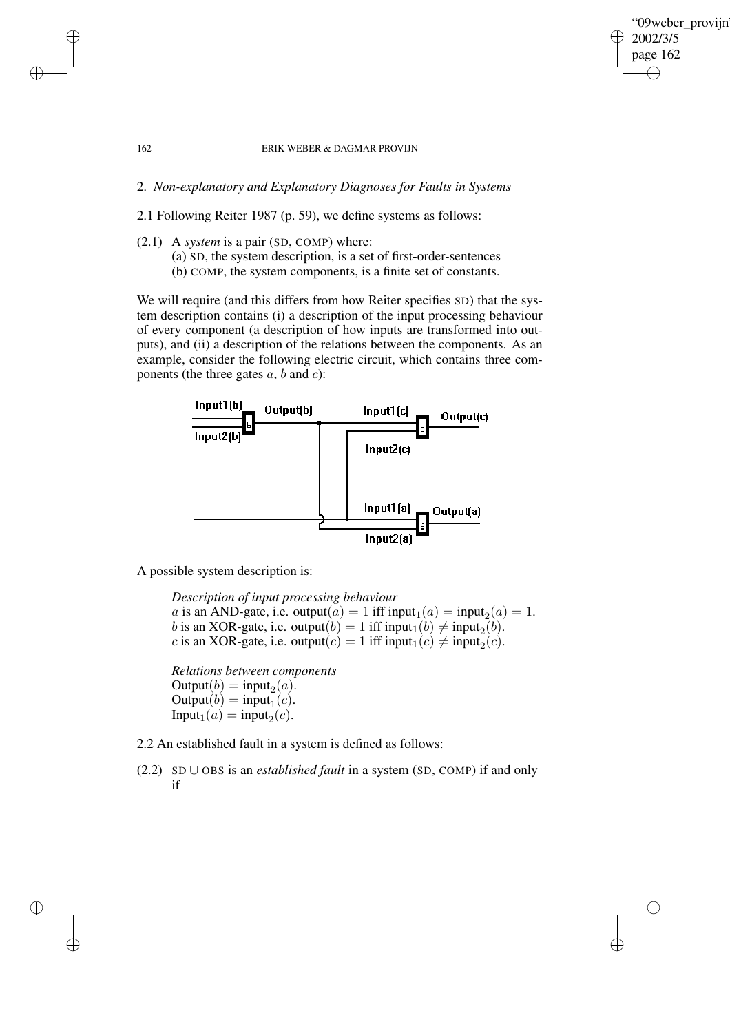## 2. *Non-explanatory and Explanatory Diagnoses for Faults in Systems*

2.1 Following Reiter 1987 (p. 59), we define systems as follows:

(2.1) A *system* is a pair (SD, COMP) where:
(a) SD, the system description, is a set of first-order-sentences
(b) COMP, the system components, is a finite set of constants.

We will require (and this differs from how Reiter specifies SD) that the system description contains (i) a description of the input processing behaviour of every component (a description of how inputs are transformed into outputs), and (ii) a description of the relations between the components. As an example, consider the following electric circuit, which contains three components (the three gates $a$, $b$ and $c$):

Input1(b)
Input2(b)
Output(b)
Input1(c)
Input2(c)
Output(c)
Input1(a)
Input2(a)
Output(a)

A possible system description is:

*Description of input processing behaviour*
$a$ is an AND-gate, i.e. output$(a) = 1$ iff input$_1(a) =$ input$_2(a) = 1$.
$b$ is an XOR-gate, i.e. output$(b) = 1$ iff input$_1(b) \neq$ input$_2(b)$.
$c$ is an XOR-gate, i.e. output$(c) = 1$ iff input$_1(c) \neq$ input$_2(c)$.

*Relations between components*
Output$(b) =$ input$_2(a)$.
Output$(b) =$ input$_1(c)$.
Input$_1(a) =$ input$_2(c)$.

2.2 An established fault in a system is defined as follows:

(2.2) SD $\cup$ OBS is an *established fault* in a system (SD, COMP) if and only if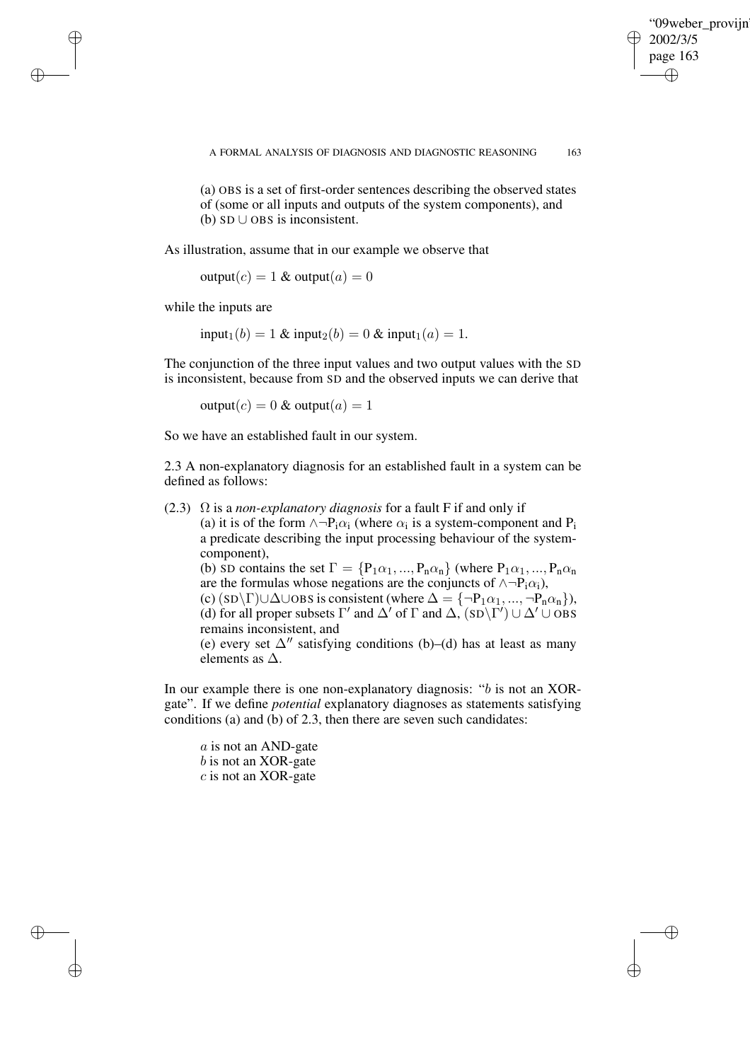(a) OBS is a set of first-order sentences describing the observed states of (some or all inputs and outputs of the system components), and
(b) SD $\cup$ OBS is inconsistent.

As illustration, assume that in our example we observe that

$$\text{output}(c) = 1 \;\&\; \text{output}(a) = 0$$

while the inputs are

$$\text{input}_1(b) = 1 \;\&\; \text{input}_2(b) = 0 \;\&\; \text{input}_1(a) = 1.$$

The conjunction of the three input values and two output values with the SD is inconsistent, because from SD and the observed inputs we can derive that

$$\text{output}(c) = 0 \;\&\; \text{output}(a) = 1$$

So we have an established fault in our system.

2.3 A non-explanatory diagnosis for an established fault in a system can be defined as follows:

(2.3) $\Omega$ is a *non-explanatory diagnosis* for a fault F if and only if
(a) it is of the form $\wedge\neg \mathrm{P}_i\alpha_i$ (where $\alpha_i$ is a system-component and $\mathrm{P}_i$ a predicate describing the input processing behaviour of the system-component),
(b) SD contains the set $\Gamma = \{\mathrm{P}_1\alpha_1, ..., \mathrm{P}_n\alpha_n\}$ (where $\mathrm{P}_1\alpha_1, ..., \mathrm{P}_n\alpha_n$ are the formulas whose negations are the conjuncts of $\wedge\neg \mathrm{P}_i\alpha_i$),
(c) $(\text{SD}\backslash\Gamma)\cup\Delta\cup\text{OBS}$ is consistent (where $\Delta = \{\neg \mathrm{P}_1\alpha_1, ..., \neg \mathrm{P}_n\alpha_n\}$),
(d) for all proper subsets $\Gamma'$ and $\Delta'$ of $\Gamma$ and $\Delta$, $(\text{SD}\backslash\Gamma')\cup\Delta'\cup\text{OBS}$ remains inconsistent, and
(e) every set $\Delta''$ satisfying conditions (b)–(d) has at least as many elements as $\Delta$.

In our example there is one non-explanatory diagnosis: "$b$ is not an XOR-gate". If we define *potential* explanatory diagnoses as statements satisfying conditions (a) and (b) of 2.3, then there are seven such candidates:

$a$ is not an AND-gate
$b$ is not an XOR-gate
$c$ is not an XOR-gate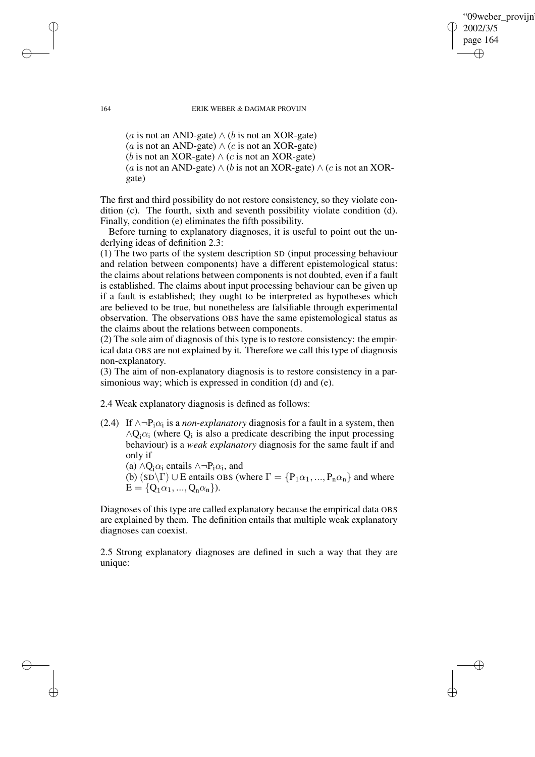($a$ is not an AND-gate) $\wedge$ ($b$ is not an XOR-gate)
($a$ is not an AND-gate) $\wedge$ ($c$ is not an XOR-gate)
($b$ is not an XOR-gate) $\wedge$ ($c$ is not an XOR-gate)
($a$ is not an AND-gate) $\wedge$ ($b$ is not an XOR-gate) $\wedge$ ($c$ is not an XOR-gate)

The first and third possibility do not restore consistency, so they violate condition (c). The fourth, sixth and seventh possibility violate condition (d). Finally, condition (e) eliminates the fifth possibility.

Before turning to explanatory diagnoses, it is useful to point out the underlying ideas of definition 2.3:

(1) The two parts of the system description SD (input processing behaviour and relation between components) have a different epistemological status: the claims about relations between components is not doubted, even if a fault is established. The claims about input processing behaviour can be given up if a fault is established; they ought to be interpreted as hypotheses which are believed to be true, but nonetheless are falsifiable through experimental observation. The observations OBS have the same epistemological status as the claims about the relations between components.

(2) The sole aim of diagnosis of this type is to restore consistency: the empirical data OBS are not explained by it. Therefore we call this type of diagnosis non-explanatory.

(3) The aim of non-explanatory diagnosis is to restore consistency in a parsimonious way; which is expressed in condition (d) and (e).

2.4 Weak explanatory diagnosis is defined as follows:

(2.4) If $\wedge\neg \mathrm{P_i}\alpha_\mathrm{i}$ is a *non-explanatory* diagnosis for a fault in a system, then $\wedge \mathrm{Q_i}\alpha_\mathrm{i}$ (where $\mathrm{Q_i}$ is also a predicate describing the input processing behaviour) is a *weak explanatory* diagnosis for the same fault if and only if

(a) $\wedge \mathrm{Q_i}\alpha_\mathrm{i}$ entails $\wedge\neg \mathrm{P_i}\alpha_\mathrm{i}$, and

(b) $(\mathrm{SD}\backslash\Gamma) \cup \mathrm{E}$ entails OBS (where $\Gamma = \{\mathrm{P_1}\alpha_1, ..., \mathrm{P_n}\alpha_\mathrm{n}\}$ and where $\mathrm{E} = \{\mathrm{Q_1}\alpha_1, ..., \mathrm{Q_n}\alpha_\mathrm{n}\}$).

Diagnoses of this type are called explanatory because the empirical data OBS are explained by them. The definition entails that multiple weak explanatory diagnoses can coexist.

2.5 Strong explanatory diagnoses are defined in such a way that they are unique: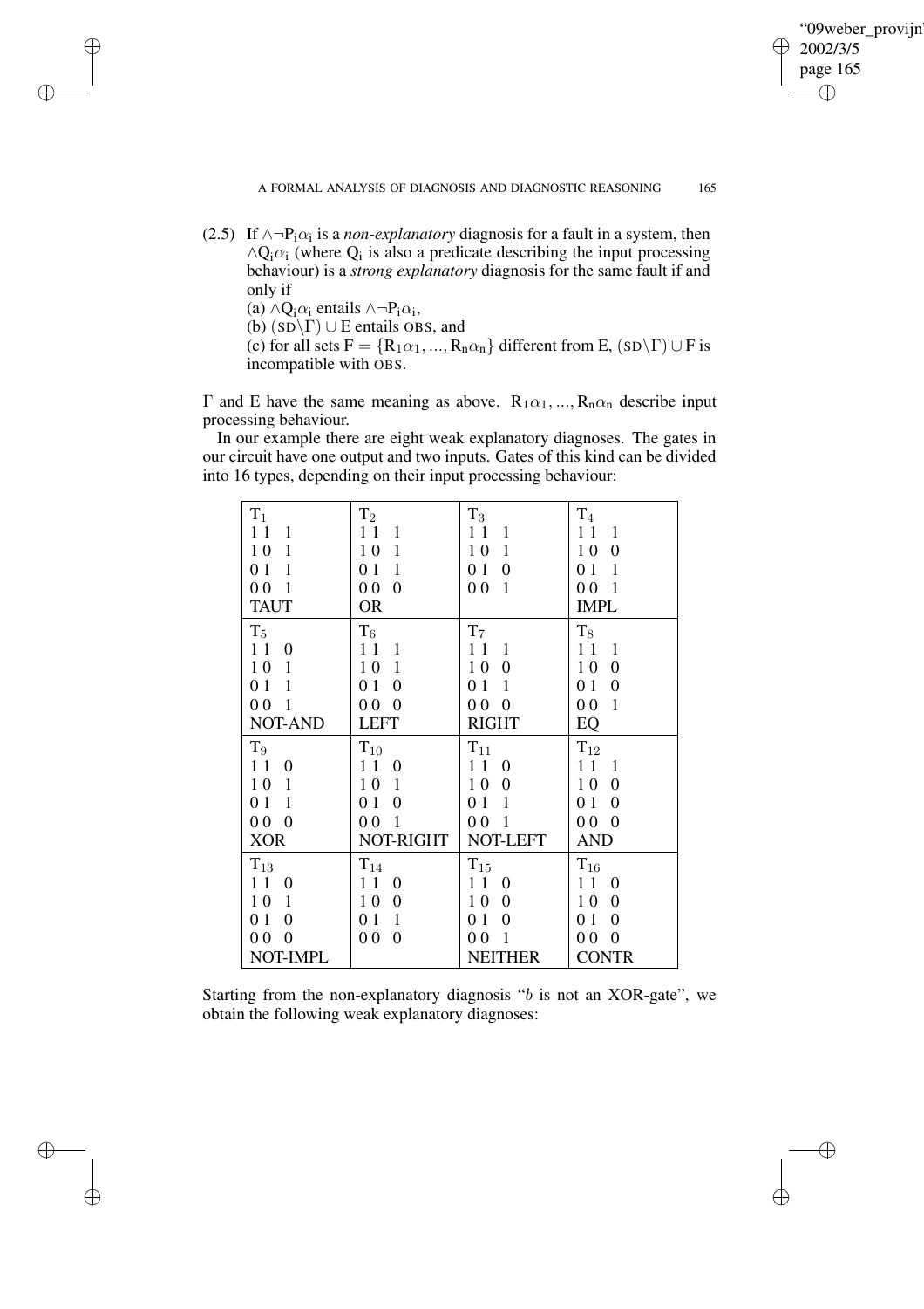(2.5) If $\wedge\neg P_i\alpha_i$ is a *non-explanatory* diagnosis for a fault in a system, then $\wedge Q_i\alpha_i$ (where $Q_i$ is also a predicate describing the input processing behaviour) is a *strong explanatory* diagnosis for the same fault if and only if

(a) $\wedge Q_i\alpha_i$ entails $\wedge\neg P_i\alpha_i$,

(b) $(\text{SD}\backslash\Gamma) \cup \text{E}$ entails OBS, and

(c) for all sets $\text{F} = \{R_1\alpha_1, ..., R_n\alpha_n\}$ different from E, $(\text{SD}\backslash\Gamma) \cup \text{F}$ is incompatible with OBS.

$\Gamma$ and E have the same meaning as above. $R_1\alpha_1, ..., R_n\alpha_n$ describe input processing behaviour.

In our example there are eight weak explanatory diagnoses. The gates in our circuit have one output and two inputs. Gates of this kind can be divided into 16 types, depending on their input processing behaviour:

| | | | |
|---|---|---|---|
| $T_1$<br>1 1 1<br>1 0 1<br>0 1 1<br>0 0 1<br>TAUT | $T_2$<br>1 1 1<br>1 0 1<br>0 1 1<br>0 0 0<br>OR | $T_3$<br>1 1 1<br>1 0 1<br>0 1 0<br>0 0 1 | $T_4$<br>1 1 1<br>1 0 0<br>0 1 1<br>0 0 1<br>IMPL |
| $T_5$<br>1 1 0<br>1 0 1<br>0 1 1<br>0 0 1<br>NOT-AND | $T_6$<br>1 1 1<br>1 0 1<br>0 1 0<br>0 0 0<br>LEFT | $T_7$<br>1 1 1<br>1 0 0<br>0 1 1<br>0 0 0<br>RIGHT | $T_8$<br>1 1 1<br>1 0 0<br>0 1 0<br>0 0 1<br>EQ |
| $T_9$<br>1 1 0<br>1 0 1<br>0 1 1<br>0 0 0<br>XOR | $T_{10}$<br>1 1 0<br>1 0 1<br>0 1 0<br>0 0 1<br>NOT-RIGHT | $T_{11}$<br>1 1 0<br>1 0 0<br>0 1 1<br>0 0 1<br>NOT-LEFT | $T_{12}$<br>1 1 1<br>1 0 0<br>0 1 0<br>0 0 0<br>AND |
| $T_{13}$<br>1 1 0<br>1 0 1<br>0 1 0<br>0 0 0<br>NOT-IMPL | $T_{14}$<br>1 1 0<br>1 0 0<br>0 1 1<br>0 0 0 | $T_{15}$<br>1 1 0<br>1 0 0<br>0 1 0<br>0 0 1<br>NEITHER | $T_{16}$<br>1 1 0<br>1 0 0<br>0 1 0<br>0 0 0<br>CONTR |

Starting from the non-explanatory diagnosis "$b$ is not an XOR-gate", we obtain the following weak explanatory diagnoses: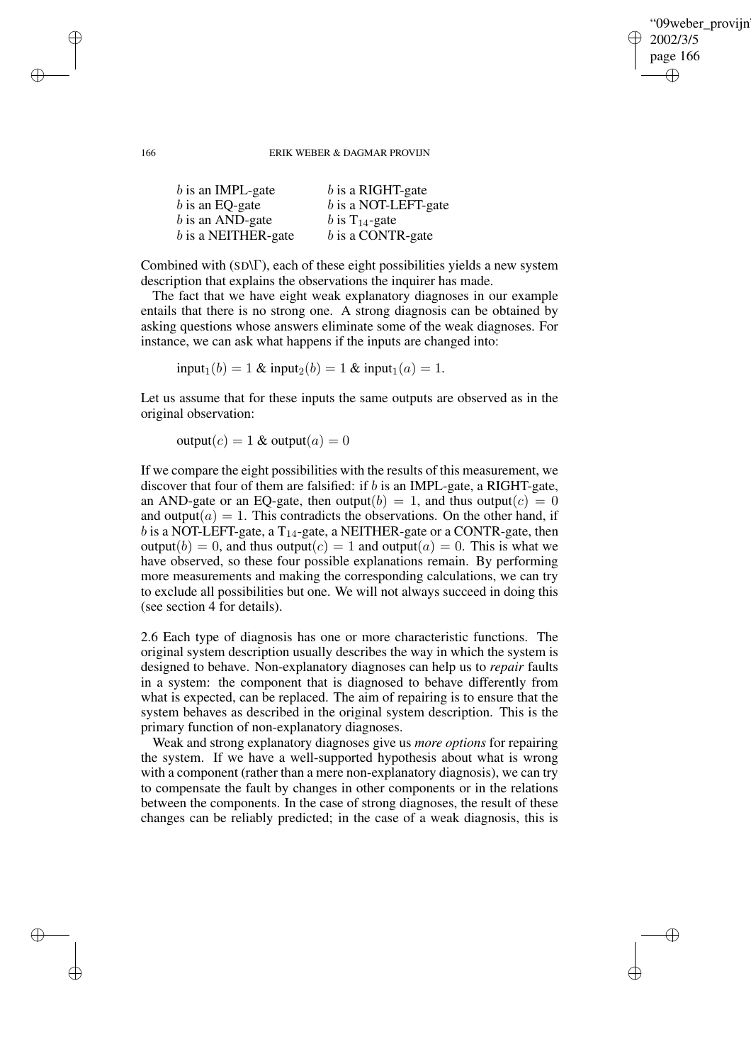| | |
|---|---|
| $b$ is an IMPL-gate | $b$ is a RIGHT-gate |
| $b$ is an EQ-gate | $b$ is a NOT-LEFT-gate |
| $b$ is an AND-gate | $b$ is $T_{14}$-gate |
| $b$ is a NEITHER-gate | $b$ is a CONTR-gate |

Combined with (SD\Γ), each of these eight possibilities yields a new system description that explains the observations the inquirer has made.

The fact that we have eight weak explanatory diagnoses in our example entails that there is no strong one. A strong diagnosis can be obtained by asking questions whose answers eliminate some of the weak diagnoses. For instance, we can ask what happens if the inputs are changed into:

$$\text{input}_1(b) = 1 \ \& \ \text{input}_2(b) = 1 \ \& \ \text{input}_1(a) = 1.$$

Let us assume that for these inputs the same outputs are observed as in the original observation:

$$\text{output}(c) = 1 \ \& \ \text{output}(a) = 0$$

If we compare the eight possibilities with the results of this measurement, we discover that four of them are falsified: if $b$ is an IMPL-gate, a RIGHT-gate, an AND-gate or an EQ-gate, then $\text{output}(b) = 1$, and thus $\text{output}(c) = 0$ and $\text{output}(a) = 1$. This contradicts the observations. On the other hand, if $b$ is a NOT-LEFT-gate, a $T_{14}$-gate, a NEITHER-gate or a CONTR-gate, then $\text{output}(b) = 0$, and thus $\text{output}(c) = 1$ and $\text{output}(a) = 0$. This is what we have observed, so these four possible explanations remain. By performing more measurements and making the corresponding calculations, we can try to exclude all possibilities but one. We will not always succeed in doing this (see section 4 for details).

2.6 Each type of diagnosis has one or more characteristic functions. The original system description usually describes the way in which the system is designed to behave. Non-explanatory diagnoses can help us to *repair* faults in a system: the component that is diagnosed to behave differently from what is expected, can be replaced. The aim of repairing is to ensure that the system behaves as described in the original system description. This is the primary function of non-explanatory diagnoses.

Weak and strong explanatory diagnoses give us *more options* for repairing the system. If we have a well-supported hypothesis about what is wrong with a component (rather than a mere non-explanatory diagnosis), we can try to compensate the fault by changes in other components or in the relations between the components. In the case of strong diagnoses, the result of these changes can be reliably predicted; in the case of a weak diagnosis, this is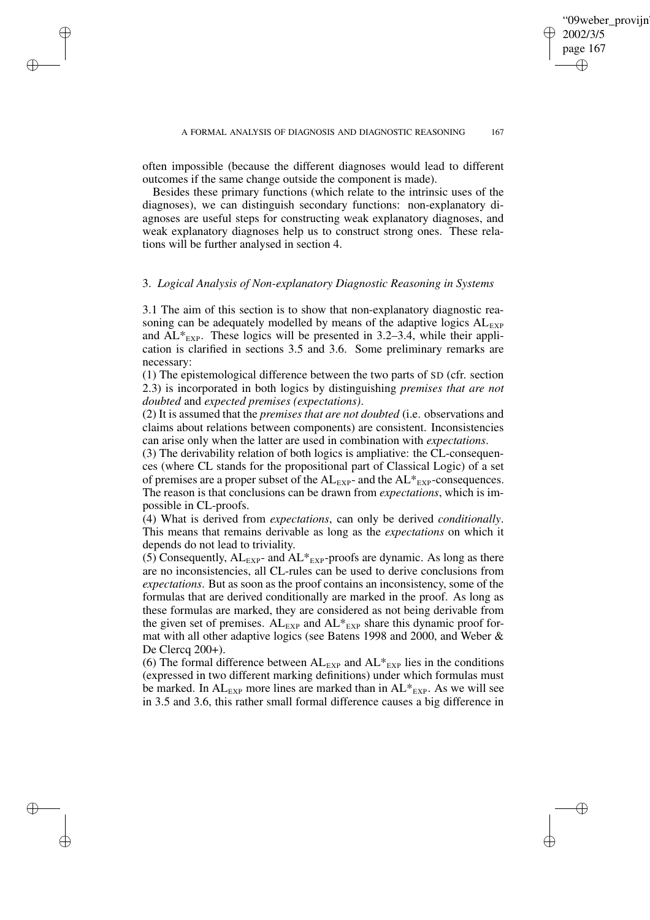often impossible (because the different diagnoses would lead to different outcomes if the same change outside the component is made).

Besides these primary functions (which relate to the intrinsic uses of the diagnoses), we can distinguish secondary functions: non-explanatory diagnoses are useful steps for constructing weak explanatory diagnoses, and weak explanatory diagnoses help us to construct strong ones. These relations will be further analysed in section 4.

## 3. *Logical Analysis of Non-explanatory Diagnostic Reasoning in Systems*

3.1 The aim of this section is to show that non-explanatory diagnostic reasoning can be adequately modelled by means of the adaptive logics $\text{AL}_{\text{EXP}}$ and $\text{AL*}_{\text{EXP}}$. These logics will be presented in 3.2–3.4, while their application is clarified in sections 3.5 and 3.6. Some preliminary remarks are necessary:

(1) The epistemological difference between the two parts of SD (cfr. section 2.3) is incorporated in both logics by distinguishing *premises that are not doubted* and *expected premises (expectations)*.

(2) It is assumed that the *premises that are not doubted* (i.e. observations and claims about relations between components) are consistent. Inconsistencies can arise only when the latter are used in combination with *expectations*.

(3) The derivability relation of both logics is ampliative: the CL-consequences (where CL stands for the propositional part of Classical Logic) of a set of premises are a proper subset of the $\text{AL}_{\text{EXP}}$- and the $\text{AL*}_{\text{EXP}}$-consequences. The reason is that conclusions can be drawn from *expectations*, which is impossible in CL-proofs.

(4) What is derived from *expectations*, can only be derived *conditionally*. This means that remains derivable as long as the *expectations* on which it depends do not lead to triviality.

(5) Consequently, $\text{AL}_{\text{EXP}}$- and $\text{AL*}_{\text{EXP}}$-proofs are dynamic. As long as there are no inconsistencies, all CL-rules can be used to derive conclusions from *expectations*. But as soon as the proof contains an inconsistency, some of the formulas that are derived conditionally are marked in the proof. As long as these formulas are marked, they are considered as not being derivable from the given set of premises. $\text{AL}_{\text{EXP}}$ and $\text{AL*}_{\text{EXP}}$ share this dynamic proof format with all other adaptive logics (see Batens 1998 and 2000, and Weber & De Clercq 200+).

(6) The formal difference between $\text{AL}_{\text{EXP}}$ and $\text{AL*}_{\text{EXP}}$ lies in the conditions (expressed in two different marking definitions) under which formulas must be marked. In $\text{AL}_{\text{EXP}}$ more lines are marked than in $\text{AL*}_{\text{EXP}}$. As we will see in 3.5 and 3.6, this rather small formal difference causes a big difference in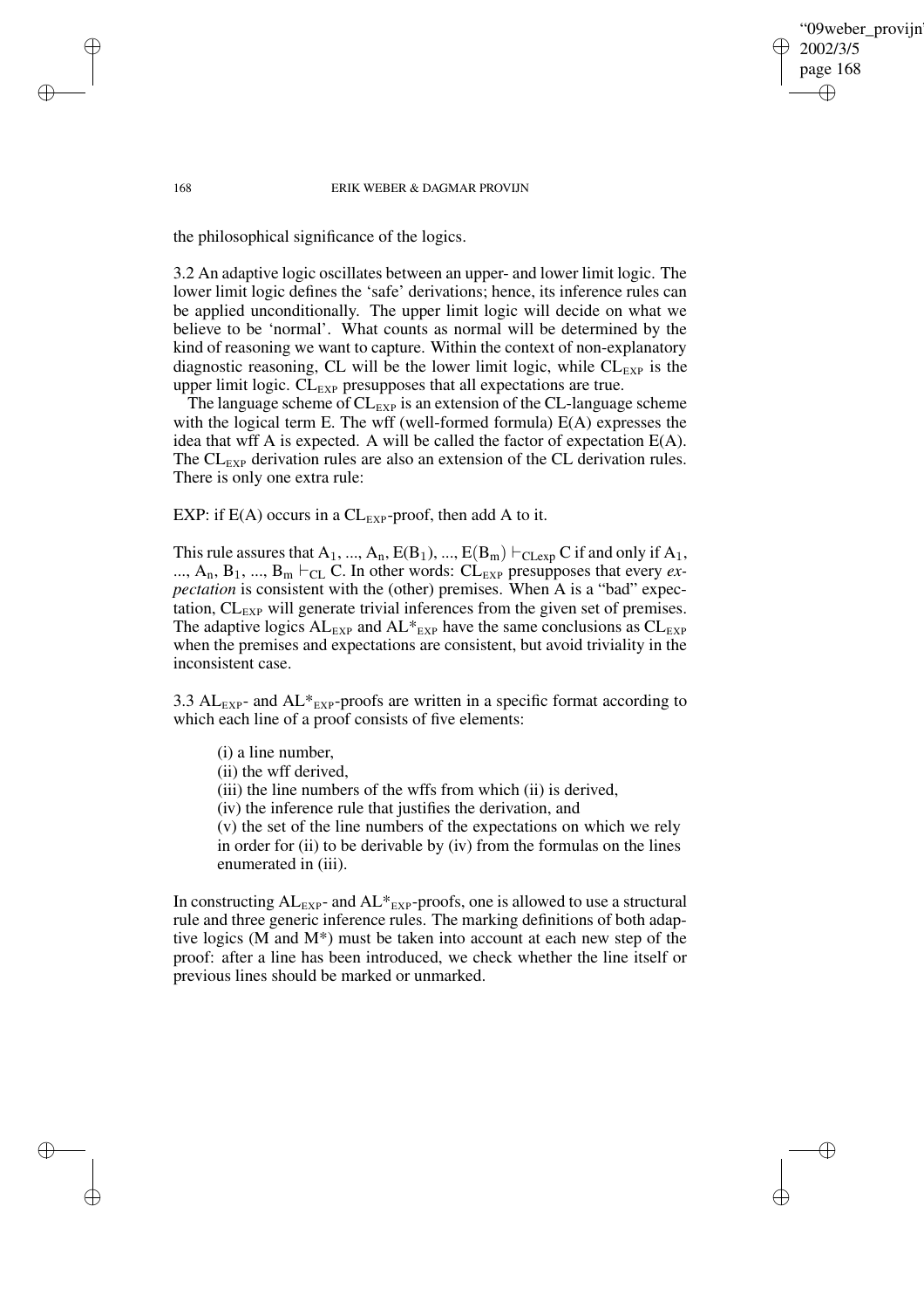the philosophical significance of the logics.

3.2 An adaptive logic oscillates between an upper- and lower limit logic. The lower limit logic defines the 'safe' derivations; hence, its inference rules can be applied unconditionally. The upper limit logic will decide on what we believe to be 'normal'. What counts as normal will be determined by the kind of reasoning we want to capture. Within the context of non-explanatory diagnostic reasoning, CL will be the lower limit logic, while $CL_{EXP}$ is the upper limit logic. $CL_{EXP}$ presupposes that all expectations are true.

The language scheme of $CL_{EXP}$ is an extension of the CL-language scheme with the logical term E. The wff (well-formed formula) E(A) expresses the idea that wff A is expected. A will be called the factor of expectation E(A). The $CL_{EXP}$ derivation rules are also an extension of the CL derivation rules. There is only one extra rule:

EXP: if E(A) occurs in a $CL_{EXP}$-proof, then add A to it.

This rule assures that $A_1, ..., A_n, E(B_1), ..., E(B_m) \vdash_{CLexp} C$ if and only if $A_1, ..., A_n, B_1, ..., B_m \vdash_{CL} C$. In other words: $CL_{EXP}$ presupposes that every *expectation* is consistent with the (other) premises. When A is a "bad" expectation, $CL_{EXP}$ will generate trivial inferences from the given set of premises. The adaptive logics $AL_{EXP}$ and $AL^*_{EXP}$ have the same conclusions as $CL_{EXP}$ when the premises and expectations are consistent, but avoid triviality in the inconsistent case.

3.3 $AL_{EXP}$- and $AL^*_{EXP}$-proofs are written in a specific format according to which each line of a proof consists of five elements:

(i) a line number,
(ii) the wff derived,
(iii) the line numbers of the wffs from which (ii) is derived,
(iv) the inference rule that justifies the derivation, and
(v) the set of the line numbers of the expectations on which we rely in order for (ii) to be derivable by (iv) from the formulas on the lines enumerated in (iii).

In constructing $AL_{EXP}$- and $AL^*_{EXP}$-proofs, one is allowed to use a structural rule and three generic inference rules. The marking definitions of both adaptive logics (M and M*) must be taken into account at each new step of the proof: after a line has been introduced, we check whether the line itself or previous lines should be marked or unmarked.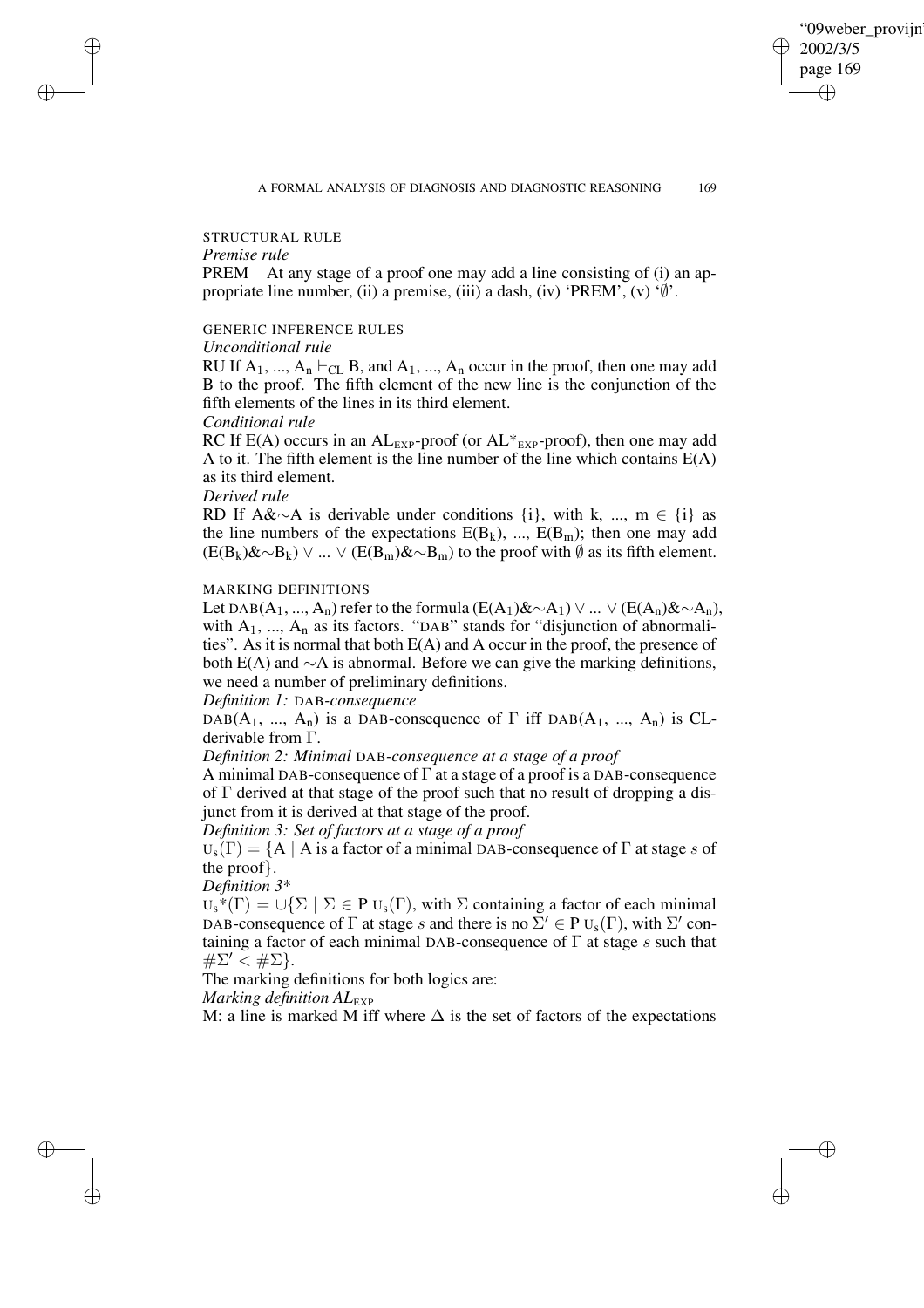STRUCTURAL RULE

*Premise rule*

PREM  At any stage of a proof one may add a line consisting of (i) an appropriate line number, (ii) a premise, (iii) a dash, (iv) 'PREM', (v) '$\emptyset$'.

GENERIC INFERENCE RULES

*Unconditional rule*

RU If $A_1, ..., A_n \vdash_{CL} B$, and $A_1, ..., A_n$ occur in the proof, then one may add B to the proof. The fifth element of the new line is the conjunction of the fifth elements of the lines in its third element.

*Conditional rule*

RC If E(A) occurs in an $AL_{EXP}$-proof (or $AL^*_{EXP}$-proof), then one may add A to it. The fifth element is the line number of the line which contains E(A) as its third element.

*Derived rule*

RD If $A\&{\sim}A$ is derivable under conditions {i}, with k, ..., m $\in$ {i} as the line numbers of the expectations $E(B_k), ..., E(B_m)$; then one may add $(E(B_k)\&{\sim}B_k) \vee ... \vee (E(B_m)\&{\sim}B_m)$ to the proof with $\emptyset$ as its fifth element.

MARKING DEFINITIONS

Let $\text{DAB}(A_1, ..., A_n)$ refer to the formula $(E(A_1)\&{\sim}A_1) \vee ... \vee (E(A_n)\&{\sim}A_n)$, with $A_1, ..., A_n$ as its factors. "DAB" stands for "disjunction of abnormalities". As it is normal that both E(A) and A occur in the proof, the presence of both E(A) and ${\sim}A$ is abnormal. Before we can give the marking definitions, we need a number of preliminary definitions.

*Definition 1:* DAB*-consequence*

$\text{DAB}(A_1, ..., A_n)$ is a DAB-consequence of $\Gamma$ iff $\text{DAB}(A_1, ..., A_n)$ is CL-derivable from $\Gamma$.

*Definition 2: Minimal* DAB*-consequence at a stage of a proof*

A minimal DAB-consequence of $\Gamma$ at a stage of a proof is a DAB-consequence of $\Gamma$ derived at that stage of the proof such that no result of dropping a disjunct from it is derived at that stage of the proof.

*Definition 3: Set of factors at a stage of a proof*

$U_s(\Gamma) = \{A \mid A$ is a factor of a minimal DAB-consequence of $\Gamma$ at stage $s$ of the proof$\}$.

*Definition 3**

$U_s{}^*(\Gamma) = \cup\{\Sigma \mid \Sigma \in P\, U_s(\Gamma)$, with $\Sigma$ containing a factor of each minimal DAB-consequence of $\Gamma$ at stage $s$ and there is no $\Sigma' \in P\, U_s(\Gamma)$, with $\Sigma'$ containing a factor of each minimal DAB-consequence of $\Gamma$ at stage $s$ such that $\#\Sigma' < \#\Sigma\}$.

The marking definitions for both logics are:

*Marking definition* $AL_{EXP}$

M: a line is marked M iff where $\Delta$ is the set of factors of the expectations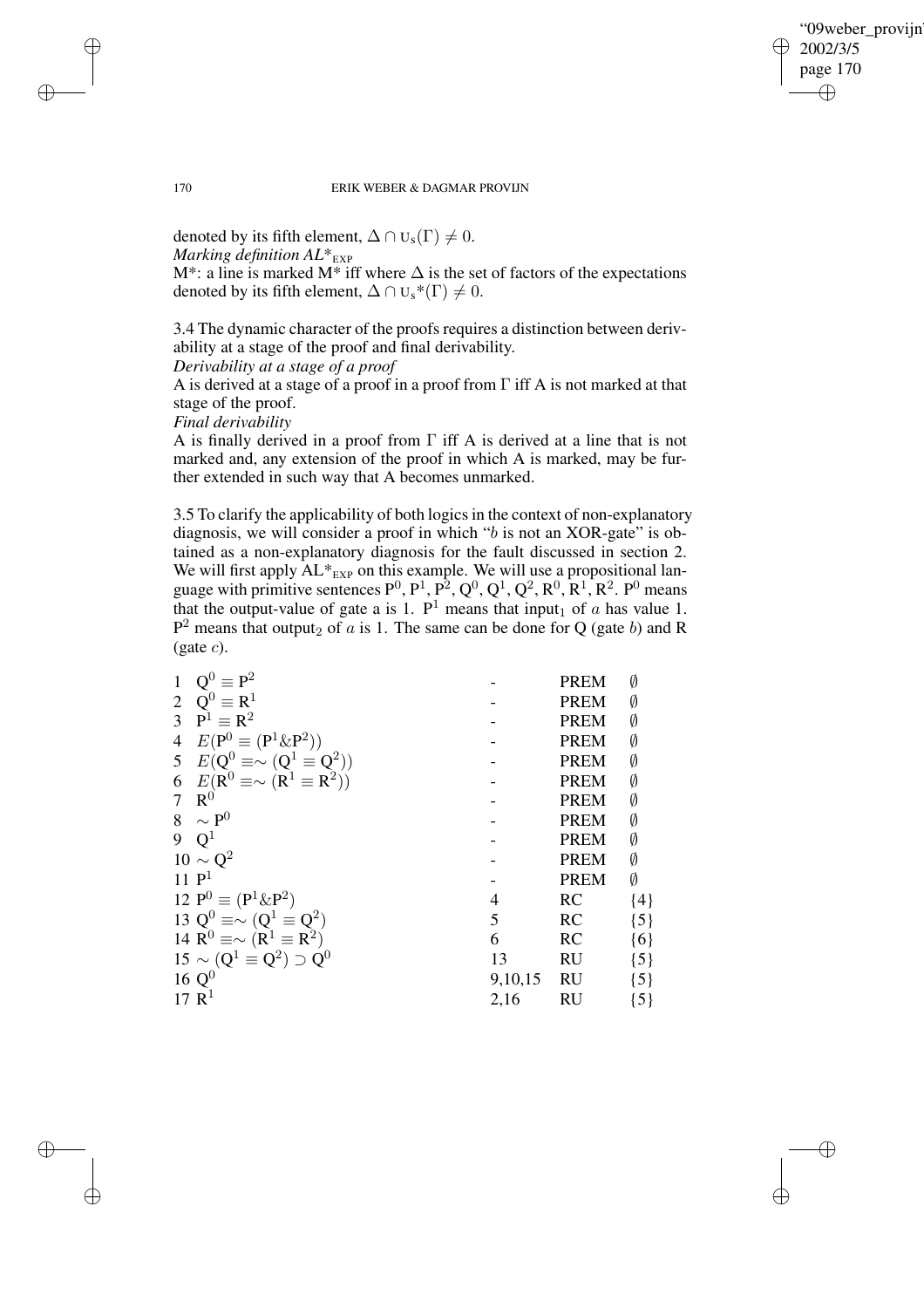denoted by its fifth element, $\Delta \cap \mathrm{U_s}(\Gamma) \neq 0$.

*Marking definition AL*$*_{\text{EXP}}$

M*: a line is marked M* iff where $\Delta$ is the set of factors of the expectations denoted by its fifth element, $\Delta \cap \mathrm{U_s}*(\Gamma) \neq 0$.

3.4 The dynamic character of the proofs requires a distinction between derivability at a stage of the proof and final derivability.

*Derivability at a stage of a proof*

A is derived at a stage of a proof in a proof from $\Gamma$ iff A is not marked at that stage of the proof.

*Final derivability*

A is finally derived in a proof from $\Gamma$ iff A is derived at a line that is not marked and, any extension of the proof in which A is marked, may be further extended in such way that A becomes unmarked.

3.5 To clarify the applicability of both logics in the context of non-explanatory diagnosis, we will consider a proof in which "$b$ is not an XOR-gate" is obtained as a non-explanatory diagnosis for the fault discussed in section 2. We will first apply AL$*_{\text{EXP}}$ on this example. We will use a propositional language with primitive sentences $\mathrm{P}^0$, $\mathrm{P}^1$, $\mathrm{P}^2$, $\mathrm{Q}^0$, $\mathrm{Q}^1$, $\mathrm{Q}^2$, $\mathrm{R}^0$, $\mathrm{R}^1$, $\mathrm{R}^2$. $\mathrm{P}^0$ means that the output-value of gate a is 1. $\mathrm{P}^1$ means that input$_1$ of $a$ has value 1. $\mathrm{P}^2$ means that output$_2$ of $a$ is 1. The same can be done for Q (gate $b$) and R (gate $c$).

| | | | | |
|---|---|---|---|---|
| 1 | $\mathrm{Q}^0 \equiv \mathrm{P}^2$ | - | PREM | $\emptyset$ |
| 2 | $\mathrm{Q}^0 \equiv \mathrm{R}^1$ | - | PREM | $\emptyset$ |
| 3 | $\mathrm{P}^1 \equiv \mathrm{R}^2$ | - | PREM | $\emptyset$ |
| 4 | $E(\mathrm{P}^0 \equiv (\mathrm{P}^1 \& \mathrm{P}^2))$ | - | PREM | $\emptyset$ |
| 5 | $E(\mathrm{Q}^0 \equiv \sim (\mathrm{Q}^1 \equiv \mathrm{Q}^2))$ | - | PREM | $\emptyset$ |
| 6 | $E(\mathrm{R}^0 \equiv \sim (\mathrm{R}^1 \equiv \mathrm{R}^2))$ | - | PREM | $\emptyset$ |
| 7 | $\mathrm{R}^0$ | - | PREM | $\emptyset$ |
| 8 | $\sim \mathrm{P}^0$ | - | PREM | $\emptyset$ |
| 9 | $\mathrm{Q}^1$ | - | PREM | $\emptyset$ |
| 10 | $\sim \mathrm{Q}^2$ | - | PREM | $\emptyset$ |
| 11 | $\mathrm{P}^1$ | - | PREM | $\emptyset$ |
| 12 | $\mathrm{P}^0 \equiv (\mathrm{P}^1 \& \mathrm{P}^2)$ | 4 | RC | $\{4\}$ |
| 13 | $\mathrm{Q}^0 \equiv \sim (\mathrm{Q}^1 \equiv \mathrm{Q}^2)$ | 5 | RC | $\{5\}$ |
| 14 | $\mathrm{R}^0 \equiv \sim (\mathrm{R}^1 \equiv \mathrm{R}^2)$ | 6 | RC | $\{6\}$ |
| 15 | $\sim (\mathrm{Q}^1 \equiv \mathrm{Q}^2) \supset \mathrm{Q}^0$ | 13 | RU | $\{5\}$ |
| 16 | $\mathrm{Q}^0$ | 9,10,15 | RU | $\{5\}$ |
| 17 | $\mathrm{R}^1$ | 2,16 | RU | $\{5\}$ |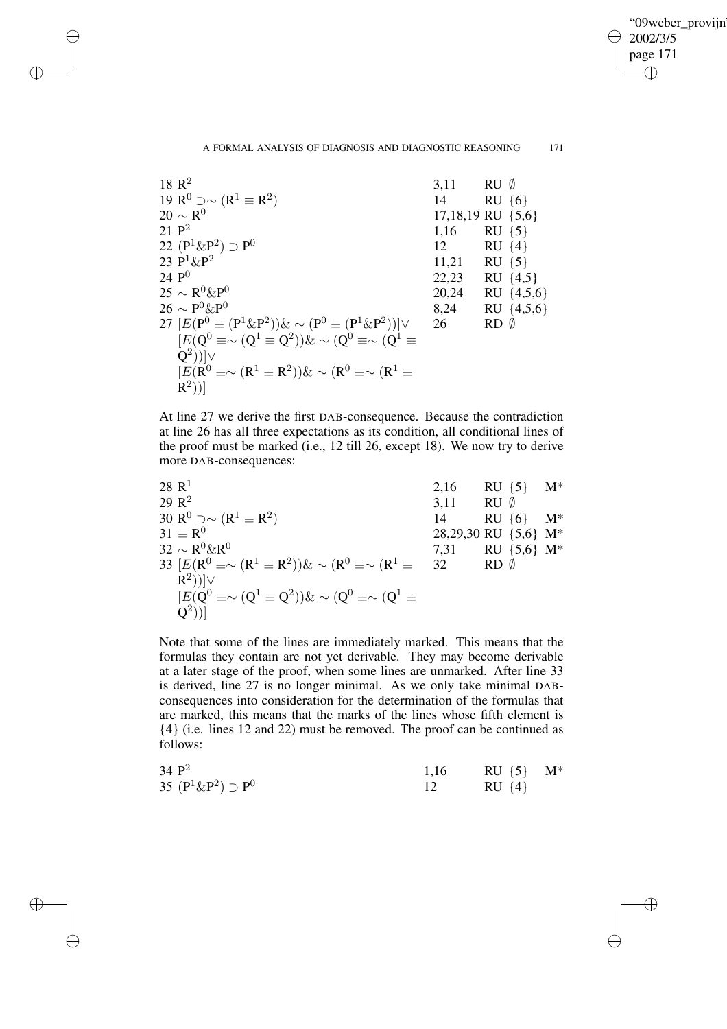| | | | | |
|---|---|---|---|---|
| 18 | $R^2$ | 3,11 | RU $\emptyset$ | |
| 19 | $R^0 \supset \sim (R^1 \equiv R^2)$ | 14 | RU $\{6\}$ | |
| 20 | $\sim R^0$ | 17,18,19 | RU $\{5,6\}$ | |
| 21 | $P^2$ | 1,16 | RU $\{5\}$ | |
| 22 | $(P^1 \& P^2) \supset P^0$ | 12 | RU $\{4\}$ | |
| 23 | $P^1 \& P^2$ | 11,21 | RU $\{5\}$ | |
| 24 | $P^0$ | 22,23 | RU $\{4,5\}$ | |
| 25 | $\sim R^0 \& P^0$ | 20,24 | RU $\{4,5,6\}$ | |
| 26 | $\sim P^0 \& P^0$ | 8,24 | RU $\{4,5,6\}$ | |
| 27 | $[E(P^0 \equiv (P^1 \& P^2)) \& \sim (P^0 \equiv (P^1 \& P^2))] \vee [E(Q^0 \equiv \sim (Q^1 \equiv Q^2)) \& \sim (Q^0 \equiv \sim (Q^1 \equiv Q^2))] \vee [E(R^0 \equiv \sim (R^1 \equiv R^2)) \& \sim (R^0 \equiv \sim (R^1 \equiv R^2))]$ | 26 | RD $\emptyset$ | |

At line 27 we derive the first DAB-consequence. Because the contradiction at line 26 has all three expectations as its condition, all conditional lines of the proof must be marked (i.e., 12 till 26, except 18). We now try to derive more DAB-consequences:

| | | | | |
|---|---|---|---|---|
| 28 | $R^1$ | 2,16 | RU $\{5\}$ | M* |
| 29 | $R^2$ | 3,11 | RU $\emptyset$ | |
| 30 | $R^0 \supset \sim (R^1 \equiv R^2)$ | 14 | RU $\{6\}$ | M* |
| 31 | $\equiv R^0$ | 28,29,30 | RU $\{5,6\}$ | M* |
| 32 | $\sim R^0 \& R^0$ | 7,31 | RU $\{5,6\}$ | M* |
| 33 | $[E(R^0 \equiv \sim (R^1 \equiv R^2)) \& \sim (R^0 \equiv \sim (R^1 \equiv R^2))] \vee [E(Q^0 \equiv \sim (Q^1 \equiv Q^2)) \& \sim (Q^0 \equiv \sim (Q^1 \equiv Q^2))]$ | 32 | RD $\emptyset$ | |

Note that some of the lines are immediately marked. This means that the formulas they contain are not yet derivable. They may become derivable at a later stage of the proof, when some lines are unmarked. After line 33 is derived, line 27 is no longer minimal. As we only take minimal DAB-consequences into consideration for the determination of the formulas that are marked, this means that the marks of the lines whose fifth element is $\{4\}$ (i.e. lines 12 and 22) must be removed. The proof can be continued as follows:

| | | | | |
|---|---|---|---|---|
| 34 | $P^2$ | 1,16 | RU $\{5\}$ | M* |
| 35 | $(P^1 \& P^2) \supset P^0$ | 12 | RU $\{4\}$ | |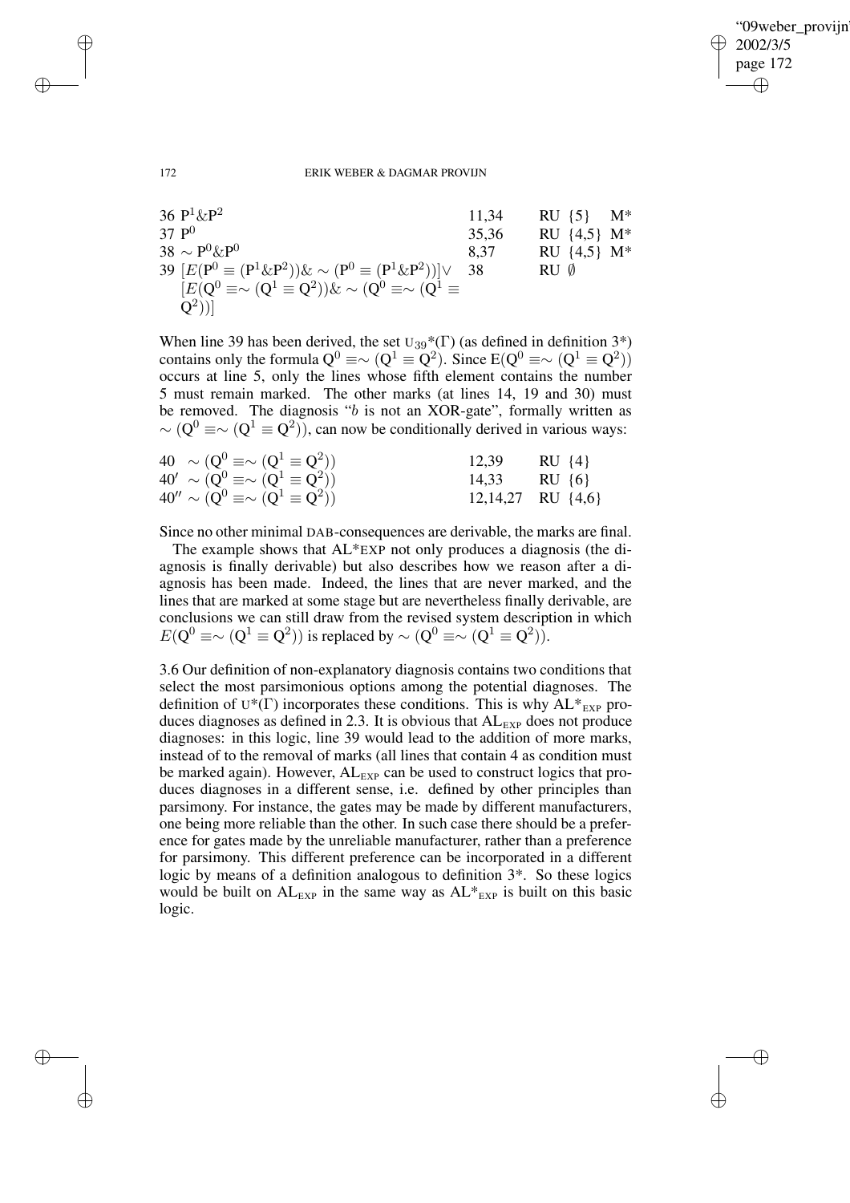| | | | | |
|---|---|---|---|---|
| 36 | $P^1 \& P^2$ | 11,34 | RU {5} | M* |
| 37 | $P^0$ | 35,36 | RU {4,5} | M* |
| 38 | $\sim P^0 \& P^0$ | 8,37 | RU {4,5} | M* |
| 39 | $[E(P^0 \equiv (P^1 \& P^2)) \& \sim (P^0 \equiv (P^1 \& P^2))] \vee [E(Q^0 \equiv \sim (Q^1 \equiv Q^2)) \& \sim (Q^0 \equiv \sim (Q^1 \equiv Q^2))]$ | 38 | RU $\emptyset$ | |

When line 39 has been derived, the set $U_{39}{*}(\Gamma)$ (as defined in definition 3*) contains only the formula $Q^0 \equiv \sim (Q^1 \equiv Q^2)$. Since $E(Q^0 \equiv \sim (Q^1 \equiv Q^2))$ occurs at line 5, only the lines whose fifth element contains the number 5 must remain marked. The other marks (at lines 14, 19 and 30) must be removed. The diagnosis "$b$ is not an XOR-gate", formally written as $\sim (Q^0 \equiv \sim (Q^1 \equiv Q^2))$, can now be conditionally derived in various ways:

| | | | |
|---|---|---|---|
| 40 | $\sim (Q^0 \equiv \sim (Q^1 \equiv Q^2))$ | 12,39 | RU {4} |
| 40′ | $\sim (Q^0 \equiv \sim (Q^1 \equiv Q^2))$ | 14,33 | RU {6} |
| 40″ | $\sim (Q^0 \equiv \sim (Q^1 \equiv Q^2))$ | 12,14,27 | RU {4,6} |

Since no other minimal DAB-consequences are derivable, the marks are final.

The example shows that AL*EXP not only produces a diagnosis (the diagnosis is finally derivable) but also describes how we reason after a diagnosis has been made. Indeed, the lines that are never marked, and the lines that are marked at some stage but are nevertheless finally derivable, are conclusions we can still draw from the revised system description in which $E(Q^0 \equiv \sim (Q^1 \equiv Q^2))$ is replaced by $\sim (Q^0 \equiv \sim (Q^1 \equiv Q^2))$.

3.6 Our definition of non-explanatory diagnosis contains two conditions that select the most parsimonious options among the potential diagnoses. The definition of $U{*}(\Gamma)$ incorporates these conditions. This is why $AL{*}_{EXP}$ produces diagnoses as defined in 2.3. It is obvious that $AL_{EXP}$ does not produce diagnoses: in this logic, line 39 would lead to the addition of more marks, instead of to the removal of marks (all lines that contain 4 as condition must be marked again). However, $AL_{EXP}$ can be used to construct logics that produces diagnoses in a different sense, i.e. defined by other principles than parsimony. For instance, the gates may be made by different manufacturers, one being more reliable than the other. In such case there should be a preference for gates made by the unreliable manufacturer, rather than a preference for parsimony. This different preference can be incorporated in a different logic by means of a definition analogous to definition 3*. So these logics would be built on $AL_{EXP}$ in the same way as $AL{*}_{EXP}$ is built on this basic logic.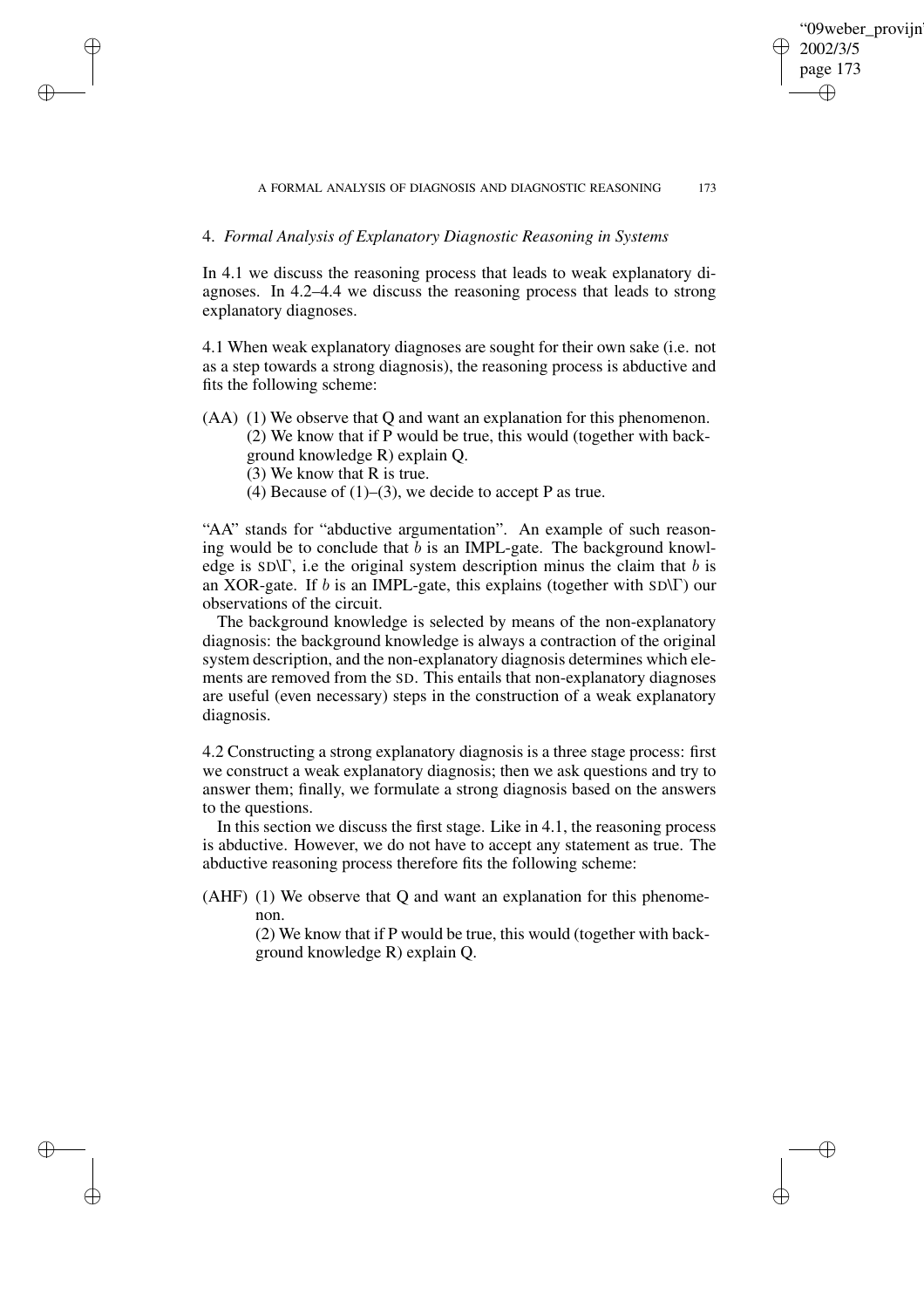## 4. *Formal Analysis of Explanatory Diagnostic Reasoning in Systems*

In 4.1 we discuss the reasoning process that leads to weak explanatory diagnoses. In 4.2–4.4 we discuss the reasoning process that leads to strong explanatory diagnoses.

4.1 When weak explanatory diagnoses are sought for their own sake (i.e. not as a step towards a strong diagnosis), the reasoning process is abductive and fits the following scheme:

(AA) (1) We observe that Q and want an explanation for this phenomenon.
(2) We know that if P would be true, this would (together with background knowledge R) explain Q.
(3) We know that R is true.
(4) Because of (1)–(3), we decide to accept P as true.

"AA" stands for "abductive argumentation". An example of such reasoning would be to conclude that $b$ is an IMPL-gate. The background knowledge is $\text{SD}\backslash\Gamma$, i.e the original system description minus the claim that $b$ is an XOR-gate. If $b$ is an IMPL-gate, this explains (together with $\text{SD}\backslash\Gamma$) our observations of the circuit.

The background knowledge is selected by means of the non-explanatory diagnosis: the background knowledge is always a contraction of the original system description, and the non-explanatory diagnosis determines which elements are removed from the SD. This entails that non-explanatory diagnoses are useful (even necessary) steps in the construction of a weak explanatory diagnosis.

4.2 Constructing a strong explanatory diagnosis is a three stage process: first we construct a weak explanatory diagnosis; then we ask questions and try to answer them; finally, we formulate a strong diagnosis based on the answers to the questions.

In this section we discuss the first stage. Like in 4.1, the reasoning process is abductive. However, we do not have to accept any statement as true. The abductive reasoning process therefore fits the following scheme:

(AHF) (1) We observe that Q and want an explanation for this phenomenon.
(2) We know that if P would be true, this would (together with background knowledge R) explain Q.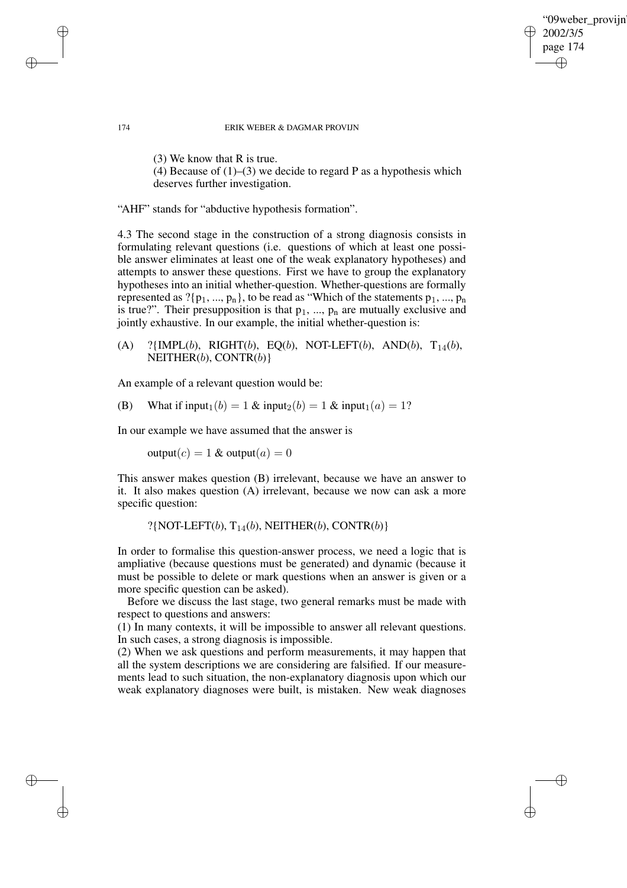(3) We know that R is true.
(4) Because of (1)–(3) we decide to regard P as a hypothesis which deserves further investigation.

"AHF" stands for "abductive hypothesis formation".

4.3 The second stage in the construction of a strong diagnosis consists in formulating relevant questions (i.e. questions of which at least one possible answer eliminates at least one of the weak explanatory hypotheses) and attempts to answer these questions. First we have to group the explanatory hypotheses into an initial whether-question. Whether-questions are formally represented as $?\{p_1, ..., p_n\}$, to be read as "Which of the statements $p_1, ..., p_n$ is true?". Their presupposition is that $p_1, ..., p_n$ are mutually exclusive and jointly exhaustive. In our example, the initial whether-question is:

(A) $?\{\text{IMPL}(b), \text{RIGHT}(b), \text{EQ}(b), \text{NOT-LEFT}(b), \text{AND}(b), \text{T}_{14}(b), \text{NEITHER}(b), \text{CONTR}(b)\}$

An example of a relevant question would be:

(B) What if $\text{input}_1(b) = 1$ & $\text{input}_2(b) = 1$ & $\text{input}_1(a) = 1$?

In our example we have assumed that the answer is

$\text{output}(c) = 1$ & $\text{output}(a) = 0$

This answer makes question (B) irrelevant, because we have an answer to it. It also makes question (A) irrelevant, because we now can ask a more specific question:

$?\{\text{NOT-LEFT}(b), \text{T}_{14}(b), \text{NEITHER}(b), \text{CONTR}(b)\}$

In order to formalise this question-answer process, we need a logic that is ampliative (because questions must be generated) and dynamic (because it must be possible to delete or mark questions when an answer is given or a more specific question can be asked).

Before we discuss the last stage, two general remarks must be made with respect to questions and answers:
(1) In many contexts, it will be impossible to answer all relevant questions. In such cases, a strong diagnosis is impossible.
(2) When we ask questions and perform measurements, it may happen that all the system descriptions we are considering are falsified. If our measurements lead to such situation, the non-explanatory diagnosis upon which our weak explanatory diagnoses were built, is mistaken. New weak diagnoses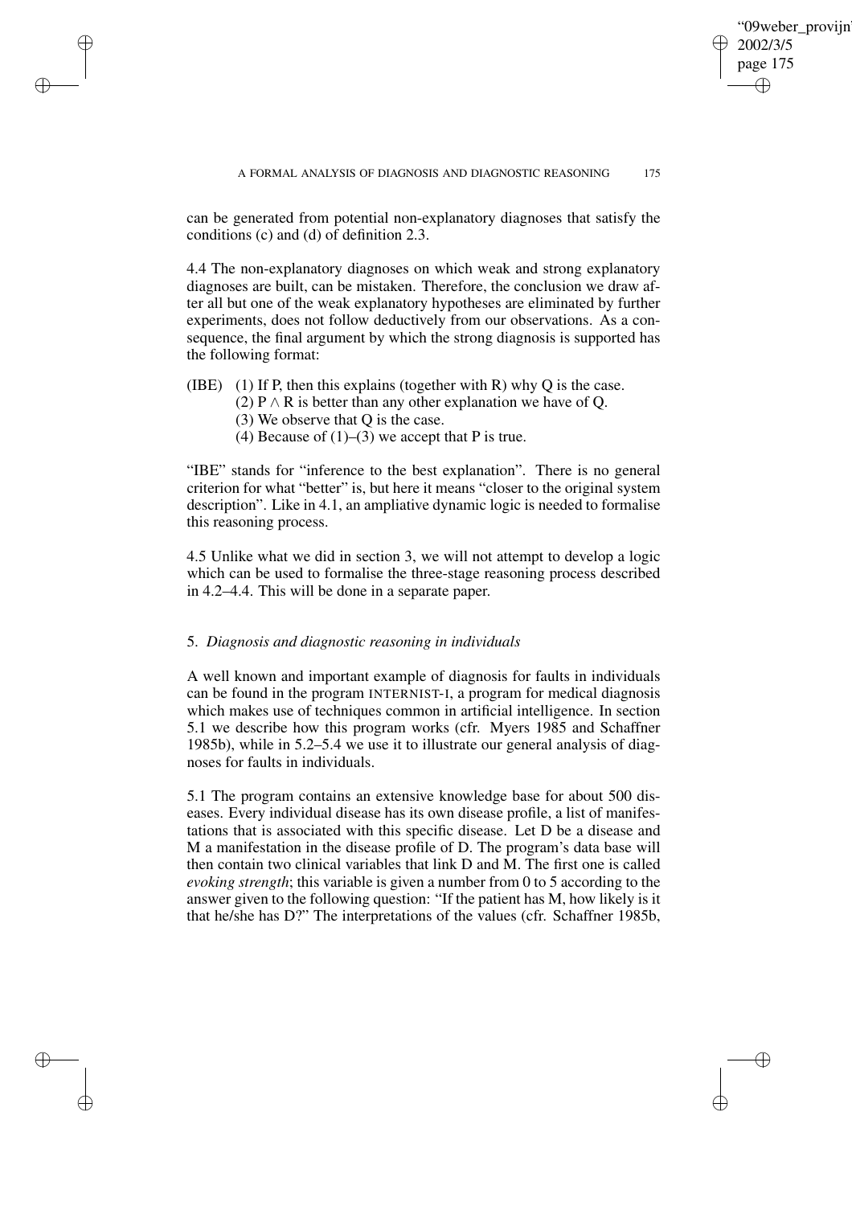can be generated from potential non-explanatory diagnoses that satisfy the conditions (c) and (d) of definition 2.3.

4.4 The non-explanatory diagnoses on which weak and strong explanatory diagnoses are built, can be mistaken. Therefore, the conclusion we draw after all but one of the weak explanatory hypotheses are eliminated by further experiments, does not follow deductively from our observations. As a consequence, the final argument by which the strong diagnosis is supported has the following format:

(IBE) (1) If P, then this explains (together with R) why Q is the case.
(2) $P \wedge R$ is better than any other explanation we have of Q.
(3) We observe that Q is the case.
(4) Because of (1)–(3) we accept that P is true.

"IBE" stands for "inference to the best explanation". There is no general criterion for what "better" is, but here it means "closer to the original system description". Like in 4.1, an ampliative dynamic logic is needed to formalise this reasoning process.

4.5 Unlike what we did in section 3, we will not attempt to develop a logic which can be used to formalise the three-stage reasoning process described in 4.2–4.4. This will be done in a separate paper.

## 5. *Diagnosis and diagnostic reasoning in individuals*

A well known and important example of diagnosis for faults in individuals can be found in the program INTERNIST-I, a program for medical diagnosis which makes use of techniques common in artificial intelligence. In section 5.1 we describe how this program works (cfr. Myers 1985 and Schaffner 1985b), while in 5.2–5.4 we use it to illustrate our general analysis of diagnoses for faults in individuals.

5.1 The program contains an extensive knowledge base for about 500 diseases. Every individual disease has its own disease profile, a list of manifestations that is associated with this specific disease. Let D be a disease and M a manifestation in the disease profile of D. The program's data base will then contain two clinical variables that link D and M. The first one is called *evoking strength*; this variable is given a number from 0 to 5 according to the answer given to the following question: "If the patient has M, how likely is it that he/she has D?" The interpretations of the values (cfr. Schaffner 1985b,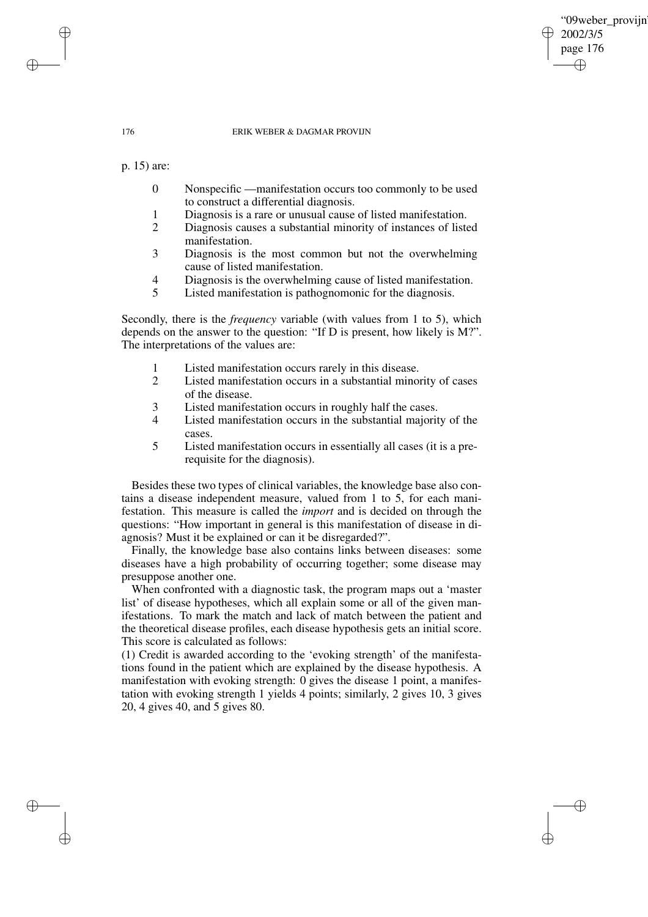p. 15) are:

- 0 Nonspecific —manifestation occurs too commonly to be used to construct a differential diagnosis.
- 1 Diagnosis is a rare or unusual cause of listed manifestation.
- 2 Diagnosis causes a substantial minority of instances of listed manifestation.
- 3 Diagnosis is the most common but not the overwhelming cause of listed manifestation.
- 4 Diagnosis is the overwhelming cause of listed manifestation.
- 5 Listed manifestation is pathognomonic for the diagnosis.

Secondly, there is the *frequency* variable (with values from 1 to 5), which depends on the answer to the question: "If D is present, how likely is M?". The interpretations of the values are:

- 1 Listed manifestation occurs rarely in this disease.
- 2 Listed manifestation occurs in a substantial minority of cases of the disease.
- 3 Listed manifestation occurs in roughly half the cases.
- 4 Listed manifestation occurs in the substantial majority of the cases.
- 5 Listed manifestation occurs in essentially all cases (it is a prerequisite for the diagnosis).

Besides these two types of clinical variables, the knowledge base also contains a disease independent measure, valued from 1 to 5, for each manifestation. This measure is called the *import* and is decided on through the questions: "How important in general is this manifestation of disease in diagnosis? Must it be explained or can it be disregarded?".

Finally, the knowledge base also contains links between diseases: some diseases have a high probability of occurring together; some disease may presuppose another one.

When confronted with a diagnostic task, the program maps out a 'master list' of disease hypotheses, which all explain some or all of the given manifestations. To mark the match and lack of match between the patient and the theoretical disease profiles, each disease hypothesis gets an initial score. This score is calculated as follows:

(1) Credit is awarded according to the 'evoking strength' of the manifestations found in the patient which are explained by the disease hypothesis. A manifestation with evoking strength: 0 gives the disease 1 point, a manifestation with evoking strength 1 yields 4 points; similarly, 2 gives 10, 3 gives 20, 4 gives 40, and 5 gives 80.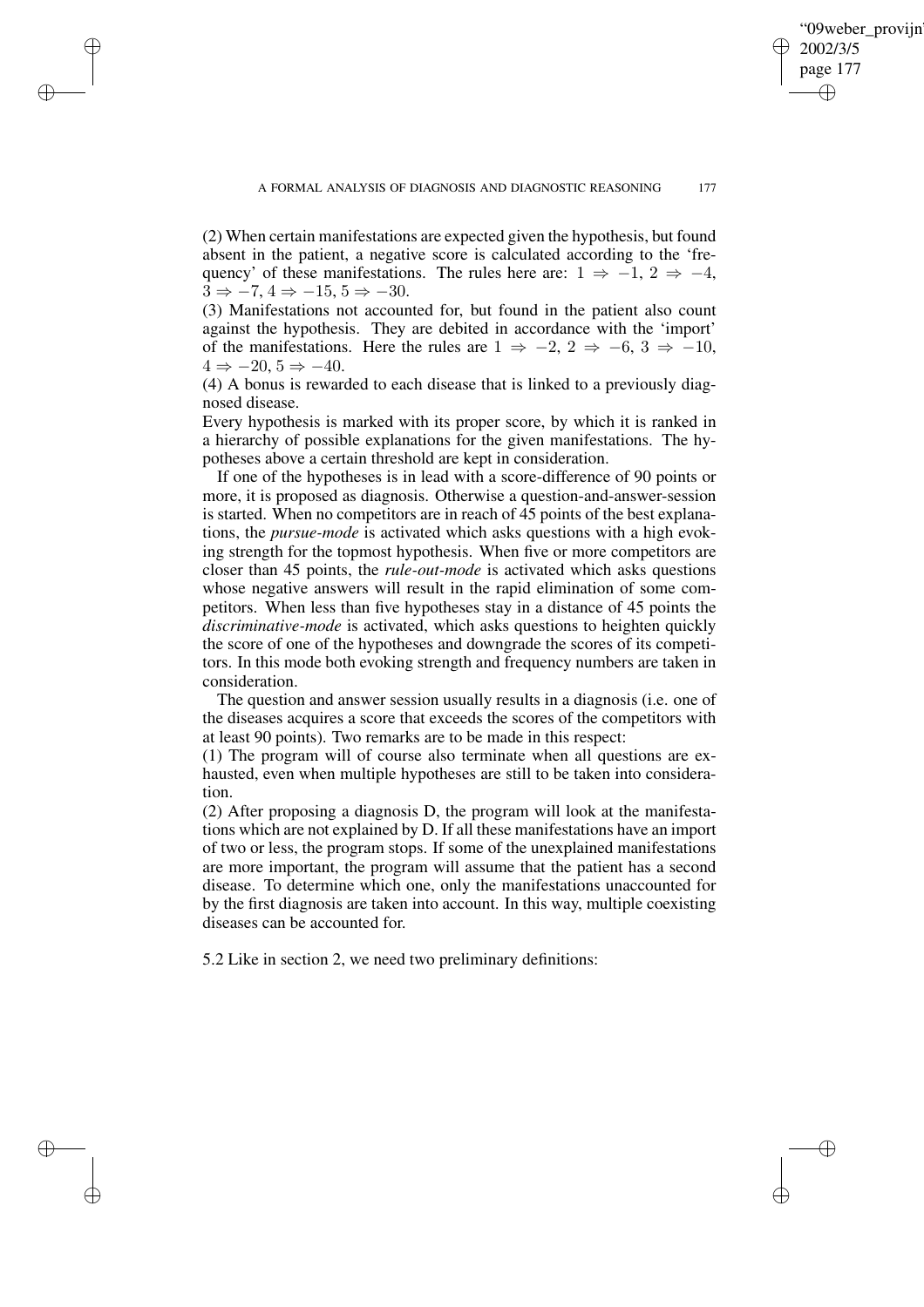(2) When certain manifestations are expected given the hypothesis, but found absent in the patient, a negative score is calculated according to the 'frequency' of these manifestations. The rules here are: $1 \Rightarrow -1$, $2 \Rightarrow -4$, $3 \Rightarrow -7$, $4 \Rightarrow -15$, $5 \Rightarrow -30$.

(3) Manifestations not accounted for, but found in the patient also count against the hypothesis. They are debited in accordance with the 'import' of the manifestations. Here the rules are $1 \Rightarrow -2$, $2 \Rightarrow -6$, $3 \Rightarrow -10$, $4 \Rightarrow -20$, $5 \Rightarrow -40$.

(4) A bonus is rewarded to each disease that is linked to a previously diagnosed disease.

Every hypothesis is marked with its proper score, by which it is ranked in a hierarchy of possible explanations for the given manifestations. The hypotheses above a certain threshold are kept in consideration.

If one of the hypotheses is in lead with a score-difference of 90 points or more, it is proposed as diagnosis. Otherwise a question-and-answer-session is started. When no competitors are in reach of 45 points of the best explanations, the *pursue-mode* is activated which asks questions with a high evoking strength for the topmost hypothesis. When five or more competitors are closer than 45 points, the *rule-out-mode* is activated which asks questions whose negative answers will result in the rapid elimination of some competitors. When less than five hypotheses stay in a distance of 45 points the *discriminative-mode* is activated, which asks questions to heighten quickly the score of one of the hypotheses and downgrade the scores of its competitors. In this mode both evoking strength and frequency numbers are taken in consideration.

The question and answer session usually results in a diagnosis (i.e. one of the diseases acquires a score that exceeds the scores of the competitors with at least 90 points). Two remarks are to be made in this respect:

(1) The program will of course also terminate when all questions are exhausted, even when multiple hypotheses are still to be taken into consideration.

(2) After proposing a diagnosis D, the program will look at the manifestations which are not explained by D. If all these manifestations have an import of two or less, the program stops. If some of the unexplained manifestations are more important, the program will assume that the patient has a second disease. To determine which one, only the manifestations unaccounted for by the first diagnosis are taken into account. In this way, multiple coexisting diseases can be accounted for.

5.2 Like in section 2, we need two preliminary definitions: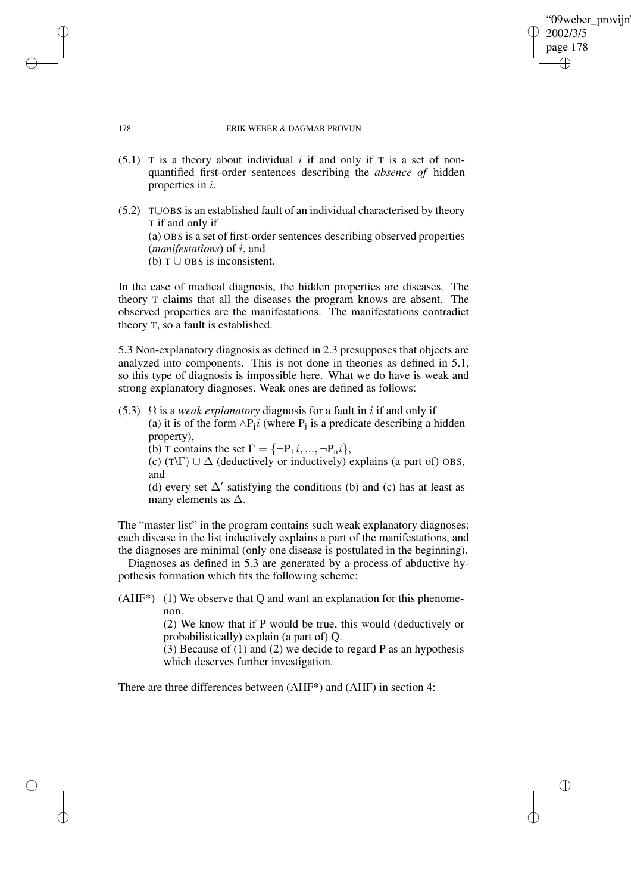(5.1) T is a theory about individual $i$ if and only if T is a set of non-quantified first-order sentences describing the *absence of* hidden properties in $i$.

(5.2) T∪OBS is an established fault of an individual characterised by theory T if and only if
(a) OBS is a set of first-order sentences describing observed properties (*manifestations*) of $i$, and
(b) T ∪ OBS is inconsistent.

In the case of medical diagnosis, the hidden properties are diseases. The theory T claims that all the diseases the program knows are absent. The observed properties are the manifestations. The manifestations contradict theory T, so a fault is established.

5.3 Non-explanatory diagnosis as defined in 2.3 presupposes that objects are analyzed into components. This is not done in theories as defined in 5.1, so this type of diagnosis is impossible here. What we do have is weak and strong explanatory diagnoses. Weak ones are defined as follows:

(5.3) $\Omega$ is a *weak explanatory* diagnosis for a fault in $i$ if and only if
(a) it is of the form $\wedge P_j i$ (where $P_j$ is a predicate describing a hidden property),
(b) T contains the set $\Gamma = \{\neg P_1 i, ..., \neg P_n i\}$,
(c) $(T \backslash \Gamma) \cup \Delta$ (deductively or inductively) explains (a part of) OBS, and
(d) every set $\Delta'$ satisfying the conditions (b) and (c) has at least as many elements as $\Delta$.

The "master list" in the program contains such weak explanatory diagnoses: each disease in the list inductively explains a part of the manifestations, and the diagnoses are minimal (only one disease is postulated in the beginning).

Diagnoses as defined in 5.3 are generated by a process of abductive hypothesis formation which fits the following scheme:

(AHF*) (1) We observe that Q and want an explanation for this phenomenon.
(2) We know that if P would be true, this would (deductively or probabilistically) explain (a part of) Q.
(3) Because of (1) and (2) we decide to regard P as an hypothesis which deserves further investigation.

There are three differences between (AHF*) and (AHF) in section 4: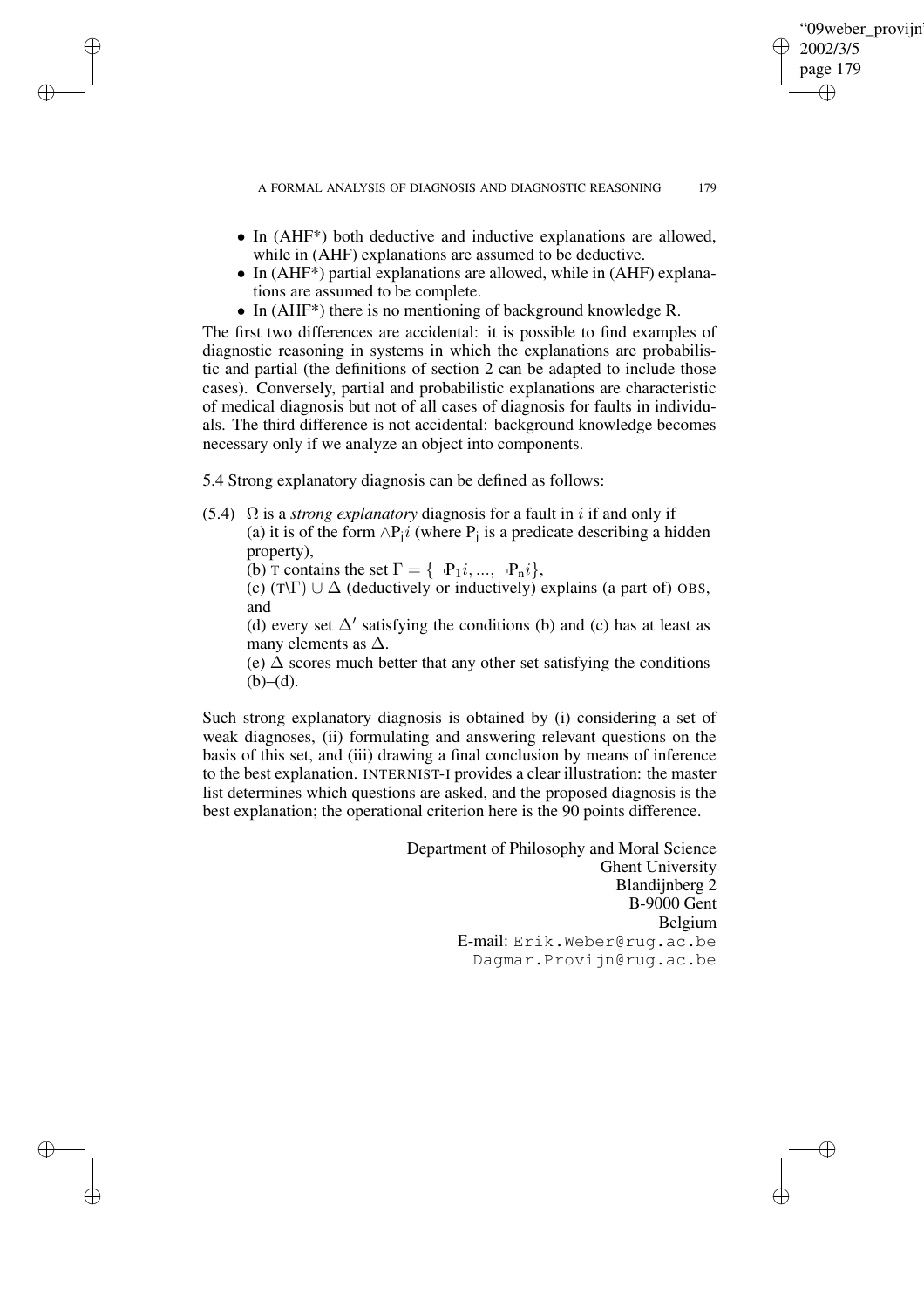- In (AHF*) both deductive and inductive explanations are allowed, while in (AHF) explanations are assumed to be deductive.
- In (AHF*) partial explanations are allowed, while in (AHF) explanations are assumed to be complete.
- In (AHF*) there is no mentioning of background knowledge R.

The first two differences are accidental: it is possible to find examples of diagnostic reasoning in systems in which the explanations are probabilistic and partial (the definitions of section 2 can be adapted to include those cases). Conversely, partial and probabilistic explanations are characteristic of medical diagnosis but not of all cases of diagnosis for faults in individuals. The third difference is not accidental: background knowledge becomes necessary only if we analyze an object into components.

5.4 Strong explanatory diagnosis can be defined as follows:

(5.4) $\Omega$ is a *strong explanatory* diagnosis for a fault in $i$ if and only if
(a) it is of the form $\wedge \mathrm{P_j}i$ (where $\mathrm{P_j}$ is a predicate describing a hidden property),
(b) T contains the set $\Gamma = \{\neg \mathrm{P_1}i, ..., \neg \mathrm{P_n}i\}$,
(c) $(\mathrm{T}\backslash\Gamma) \cup \Delta$ (deductively or inductively) explains (a part of) OBS, and
(d) every set $\Delta'$ satisfying the conditions (b) and (c) has at least as many elements as $\Delta$.
(e) $\Delta$ scores much better that any other set satisfying the conditions (b)–(d).

Such strong explanatory diagnosis is obtained by (i) considering a set of weak diagnoses, (ii) formulating and answering relevant questions on the basis of this set, and (iii) drawing a final conclusion by means of inference to the best explanation. INTERNIST-I provides a clear illustration: the master list determines which questions are asked, and the proposed diagnosis is the best explanation; the operational criterion here is the 90 points difference.

Department of Philosophy and Moral Science
Ghent University
Blandijnberg 2
B-9000 Gent
Belgium
E-mail: Erik.Weber@rug.ac.be
Dagmar.Provijn@rug.ac.be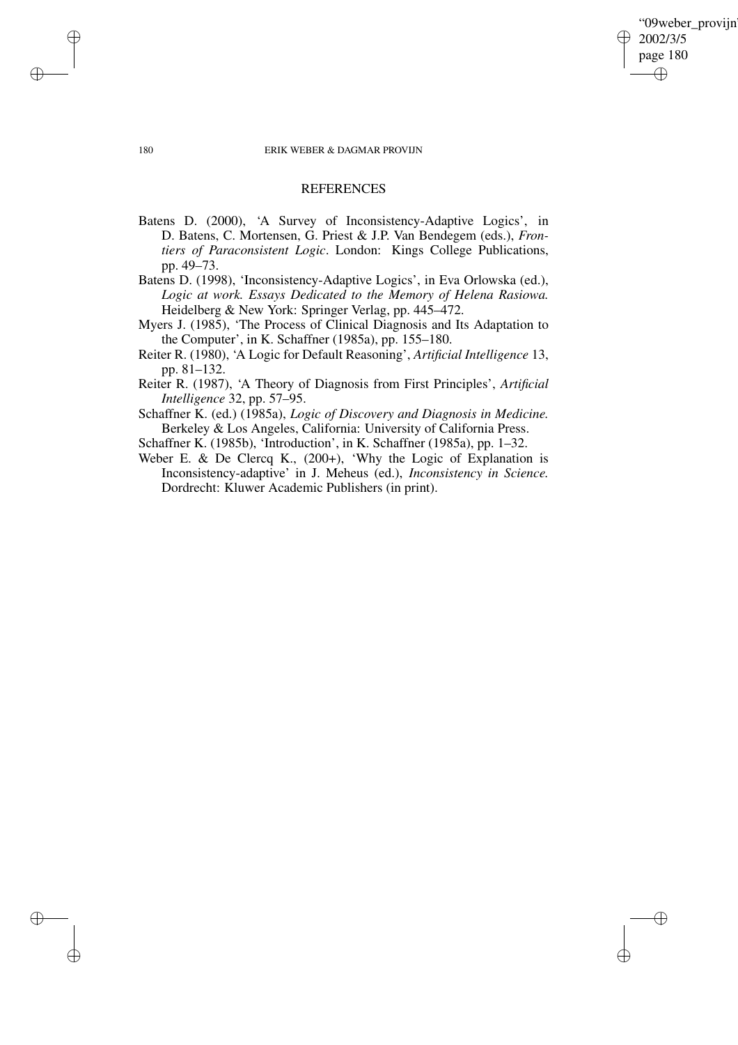## REFERENCES

Batens D. (2000), 'A Survey of Inconsistency-Adaptive Logics', in D. Batens, C. Mortensen, G. Priest & J.P. Van Bendegem (eds.), *Frontiers of Paraconsistent Logic*. London: Kings College Publications, pp. 49–73.

Batens D. (1998), 'Inconsistency-Adaptive Logics', in Eva Orlowska (ed.), *Logic at work. Essays Dedicated to the Memory of Helena Rasiowa.* Heidelberg & New York: Springer Verlag, pp. 445–472.

Myers J. (1985), 'The Process of Clinical Diagnosis and Its Adaptation to the Computer', in K. Schaffner (1985a), pp. 155–180.

Reiter R. (1980), 'A Logic for Default Reasoning', *Artificial Intelligence* 13, pp. 81–132.

Reiter R. (1987), 'A Theory of Diagnosis from First Principles', *Artificial Intelligence* 32, pp. 57–95.

Schaffner K. (ed.) (1985a), *Logic of Discovery and Diagnosis in Medicine.* Berkeley & Los Angeles, California: University of California Press.

Schaffner K. (1985b), 'Introduction', in K. Schaffner (1985a), pp. 1–32.

Weber E. & De Clercq K., (200+), 'Why the Logic of Explanation is Inconsistency-adaptive' in J. Meheus (ed.), *Inconsistency in Science.* Dordrecht: Kluwer Academic Publishers (in print).